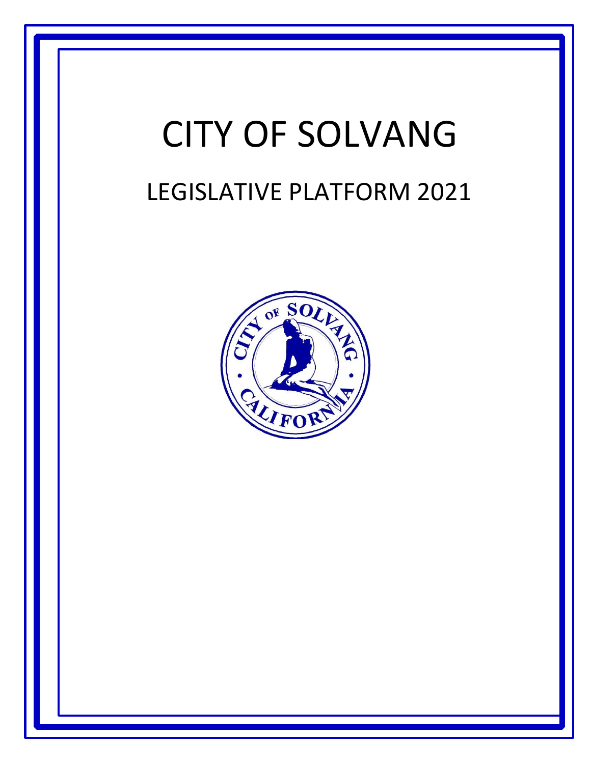# CITY OF SOLVANG

## LEGISLATIVE PLATFORM 2021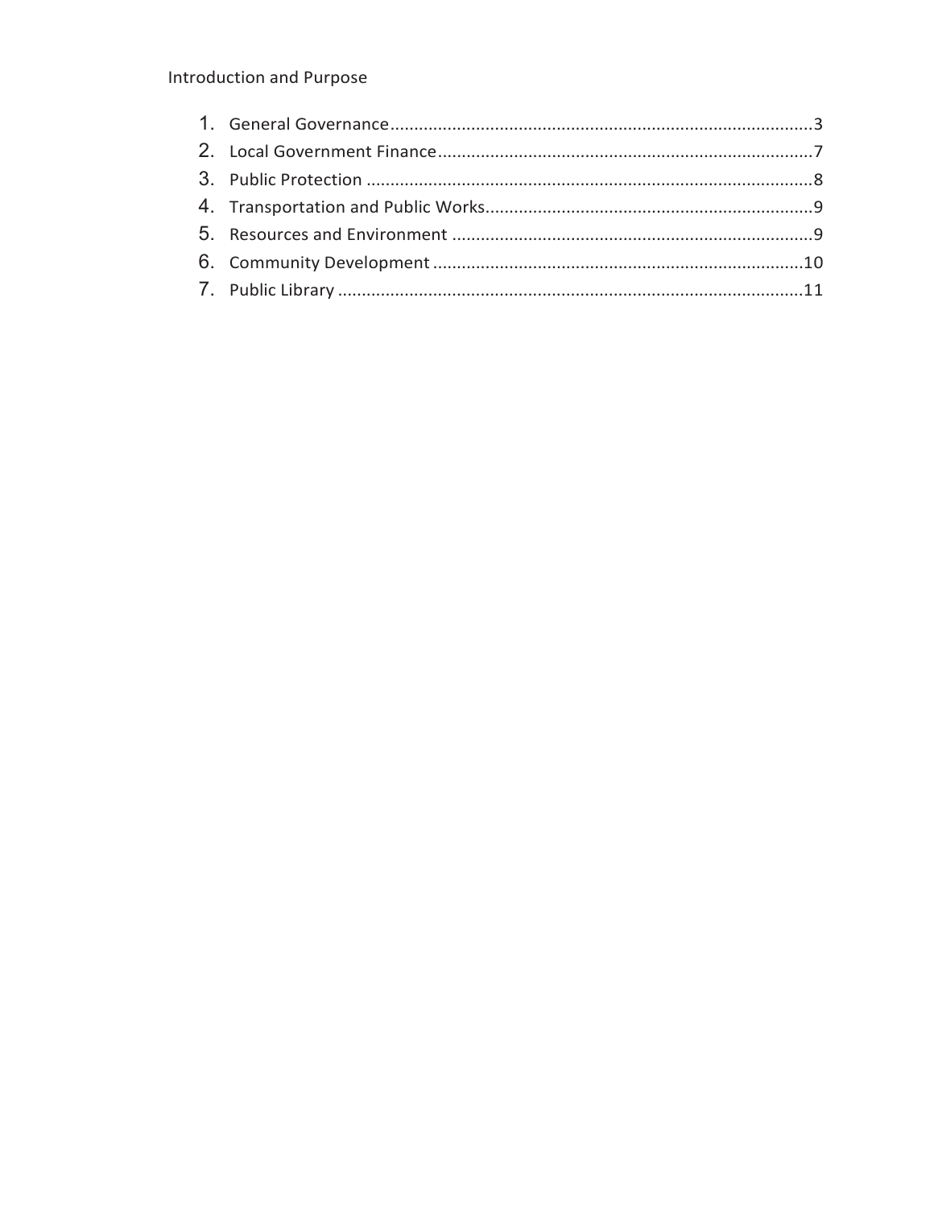Introduction and Purpose

1. General Governance ........................................................................................ 3
2. Local Government Finance ............................................................................... 7
3. Public Protection .............................................................................................. 8
4. Transportation and Public Works ..................................................................... 9
5. Resources and Environment ............................................................................ 9
6. Community Development .............................................................................. 10
7. Public Library .................................................................................................. 11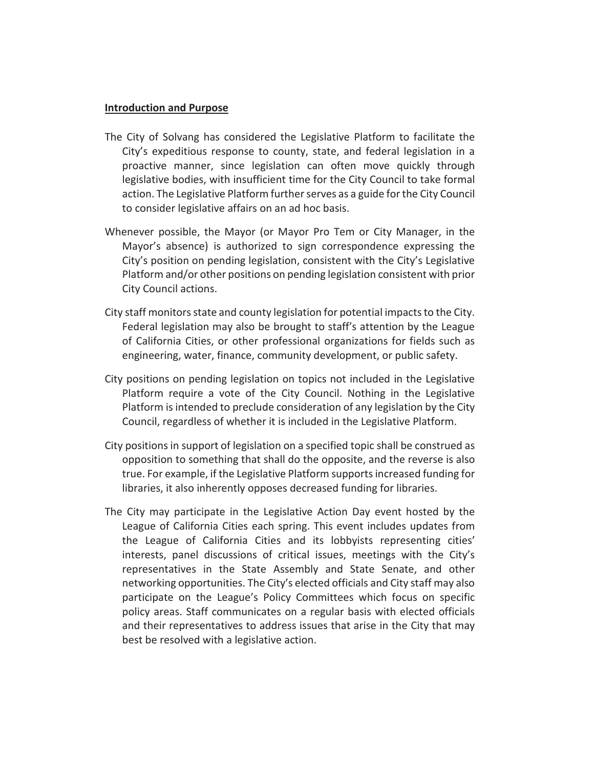**Introduction and Purpose**

The City of Solvang has considered the Legislative Platform to facilitate the City's expeditious response to county, state, and federal legislation in a proactive manner, since legislation can often move quickly through legislative bodies, with insufficient time for the City Council to take formal action. The Legislative Platform further serves as a guide for the City Council to consider legislative affairs on an ad hoc basis.

Whenever possible, the Mayor (or Mayor Pro Tem or City Manager, in the Mayor's absence) is authorized to sign correspondence expressing the City's position on pending legislation, consistent with the City's Legislative Platform and/or other positions on pending legislation consistent with prior City Council actions.

City staff monitors state and county legislation for potential impacts to the City. Federal legislation may also be brought to staff's attention by the League of California Cities, or other professional organizations for fields such as engineering, water, finance, community development, or public safety.

City positions on pending legislation on topics not included in the Legislative Platform require a vote of the City Council. Nothing in the Legislative Platform is intended to preclude consideration of any legislation by the City Council, regardless of whether it is included in the Legislative Platform.

City positions in support of legislation on a specified topic shall be construed as opposition to something that shall do the opposite, and the reverse is also true. For example, if the Legislative Platform supports increased funding for libraries, it also inherently opposes decreased funding for libraries.

The City may participate in the Legislative Action Day event hosted by the League of California Cities each spring. This event includes updates from the League of California Cities and its lobbyists representing cities' interests, panel discussions of critical issues, meetings with the City's representatives in the State Assembly and State Senate, and other networking opportunities. The City's elected officials and City staff may also participate on the League's Policy Committees which focus on specific policy areas. Staff communicates on a regular basis with elected officials and their representatives to address issues that arise in the City that may best be resolved with a legislative action.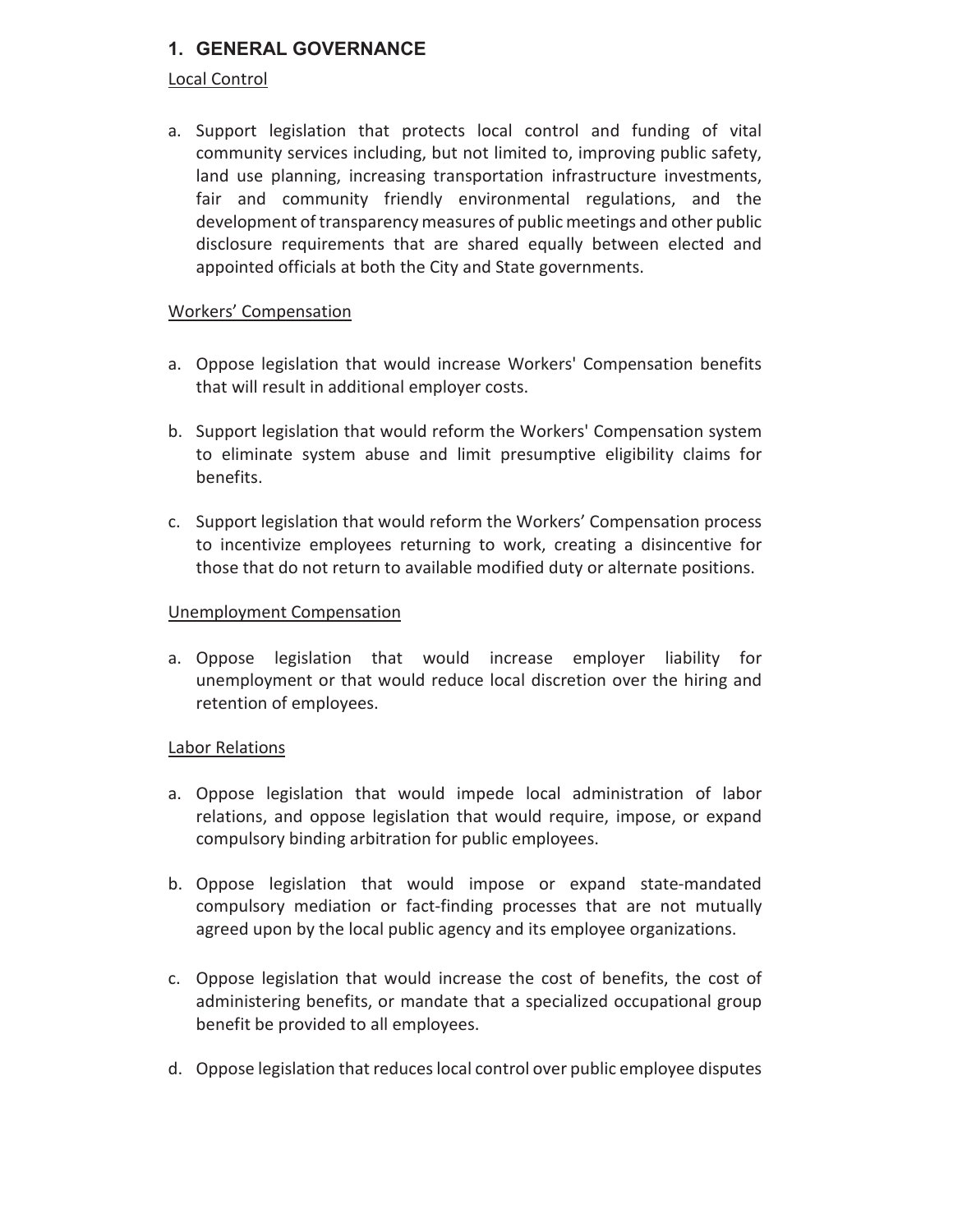## 1. GENERAL GOVERNANCE

Local Control

a. Support legislation that protects local control and funding of vital community services including, but not limited to, improving public safety, land use planning, increasing transportation infrastructure investments, fair and community friendly environmental regulations, and the development of transparency measures of public meetings and other public disclosure requirements that are shared equally between elected and appointed officials at both the City and State governments.

Workers' Compensation

a. Oppose legislation that would increase Workers' Compensation benefits that will result in additional employer costs.

b. Support legislation that would reform the Workers' Compensation system to eliminate system abuse and limit presumptive eligibility claims for benefits.

c. Support legislation that would reform the Workers' Compensation process to incentivize employees returning to work, creating a disincentive for those that do not return to available modified duty or alternate positions.

Unemployment Compensation

a. Oppose legislation that would increase employer liability for unemployment or that would reduce local discretion over the hiring and retention of employees.

Labor Relations

a. Oppose legislation that would impede local administration of labor relations, and oppose legislation that would require, impose, or expand compulsory binding arbitration for public employees.

b. Oppose legislation that would impose or expand state-mandated compulsory mediation or fact-finding processes that are not mutually agreed upon by the local public agency and its employee organizations.

c. Oppose legislation that would increase the cost of benefits, the cost of administering benefits, or mandate that a specialized occupational group benefit be provided to all employees.

d. Oppose legislation that reduces local control over public employee disputes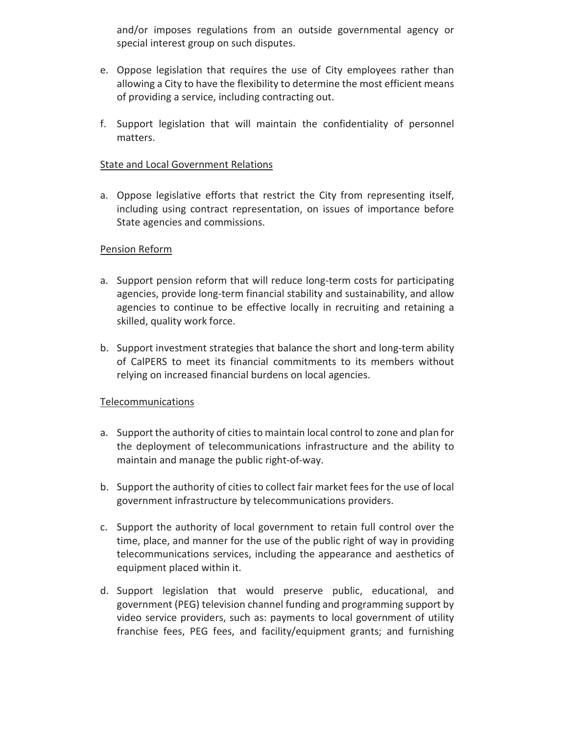and/or imposes regulations from an outside governmental agency or special interest group on such disputes.

e. Oppose legislation that requires the use of City employees rather than allowing a City to have the flexibility to determine the most efficient means of providing a service, including contracting out.

f. Support legislation that will maintain the confidentiality of personnel matters.

<u>State and Local Government Relations</u>

a. Oppose legislative efforts that restrict the City from representing itself, including using contract representation, on issues of importance before State agencies and commissions.

<u>Pension Reform</u>

a. Support pension reform that will reduce long-term costs for participating agencies, provide long-term financial stability and sustainability, and allow agencies to continue to be effective locally in recruiting and retaining a skilled, quality work force.

b. Support investment strategies that balance the short and long-term ability of CalPERS to meet its financial commitments to its members without relying on increased financial burdens on local agencies.

<u>Telecommunications</u>

a. Support the authority of cities to maintain local control to zone and plan for the deployment of telecommunications infrastructure and the ability to maintain and manage the public right-of-way.

b. Support the authority of cities to collect fair market fees for the use of local government infrastructure by telecommunications providers.

c. Support the authority of local government to retain full control over the time, place, and manner for the use of the public right of way in providing telecommunications services, including the appearance and aesthetics of equipment placed within it.

d. Support legislation that would preserve public, educational, and government (PEG) television channel funding and programming support by video service providers, such as: payments to local government of utility franchise fees, PEG fees, and facility/equipment grants; and furnishing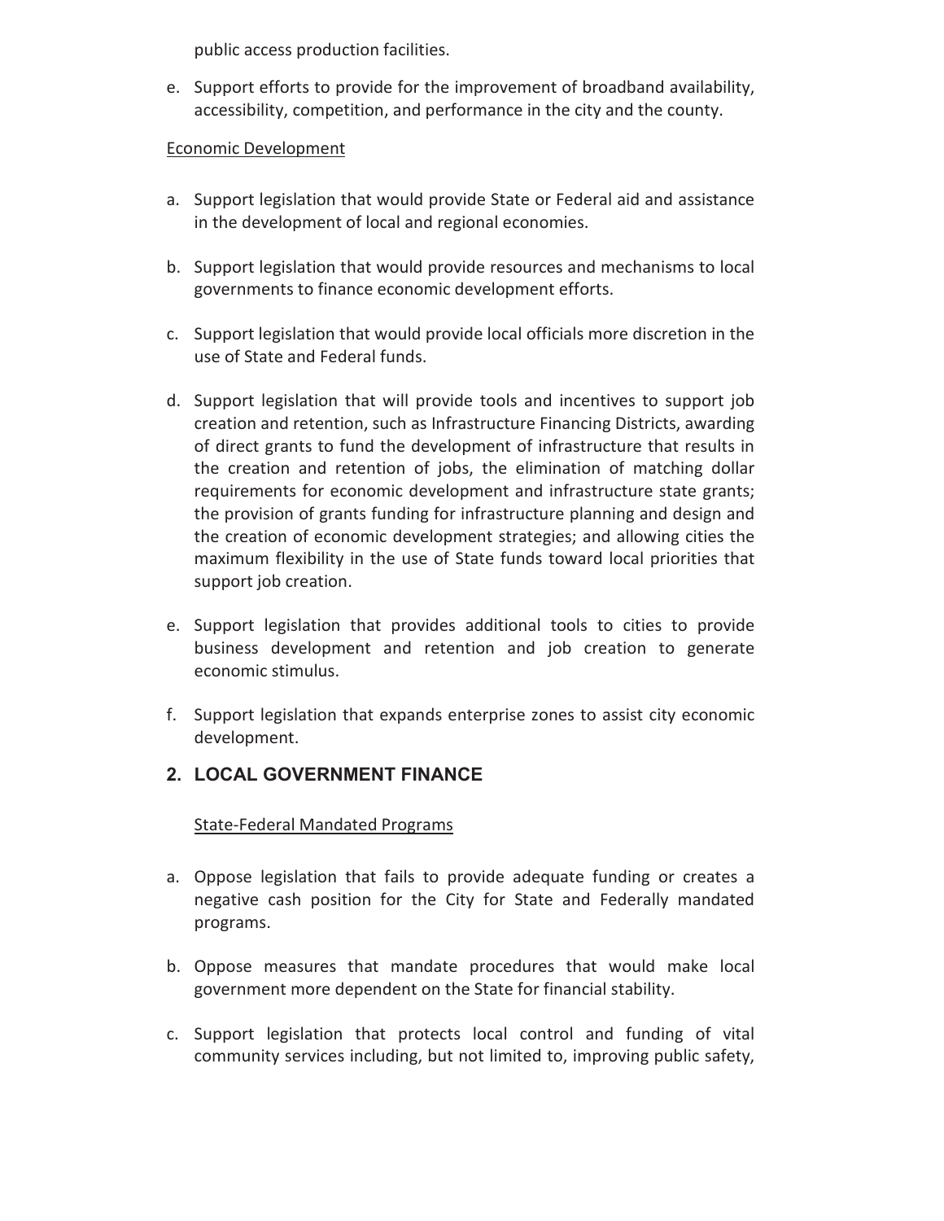public access production facilities.

e. Support efforts to provide for the improvement of broadband availability, accessibility, competition, and performance in the city and the county.

Economic Development

a. Support legislation that would provide State or Federal aid and assistance in the development of local and regional economies.

b. Support legislation that would provide resources and mechanisms to local governments to finance economic development efforts.

c. Support legislation that would provide local officials more discretion in the use of State and Federal funds.

d. Support legislation that will provide tools and incentives to support job creation and retention, such as Infrastructure Financing Districts, awarding of direct grants to fund the development of infrastructure that results in the creation and retention of jobs, the elimination of matching dollar requirements for economic development and infrastructure state grants; the provision of grants funding for infrastructure planning and design and the creation of economic development strategies; and allowing cities the maximum flexibility in the use of State funds toward local priorities that support job creation.

e. Support legislation that provides additional tools to cities to provide business development and retention and job creation to generate economic stimulus.

f. Support legislation that expands enterprise zones to assist city economic development.

## 2. LOCAL GOVERNMENT FINANCE

State-Federal Mandated Programs

a. Oppose legislation that fails to provide adequate funding or creates a negative cash position for the City for State and Federally mandated programs.

b. Oppose measures that mandate procedures that would make local government more dependent on the State for financial stability.

c. Support legislation that protects local control and funding of vital community services including, but not limited to, improving public safety,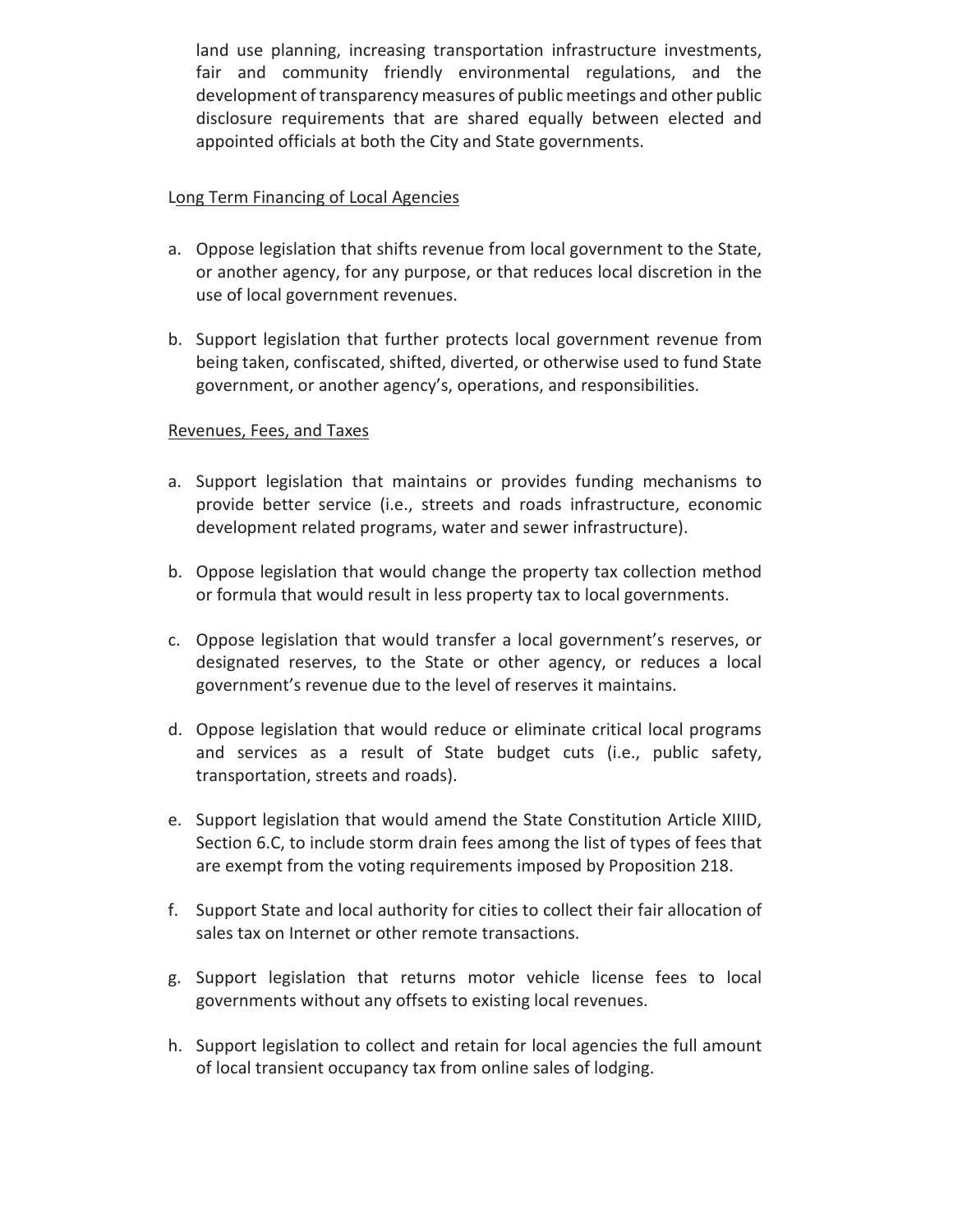land use planning, increasing transportation infrastructure investments, fair and community friendly environmental regulations, and the development of transparency measures of public meetings and other public disclosure requirements that are shared equally between elected and appointed officials at both the City and State governments.

Long Term Financing of Local Agencies

a. Oppose legislation that shifts revenue from local government to the State, or another agency, for any purpose, or that reduces local discretion in the use of local government revenues.

b. Support legislation that further protects local government revenue from being taken, confiscated, shifted, diverted, or otherwise used to fund State government, or another agency's, operations, and responsibilities.

Revenues, Fees, and Taxes

a. Support legislation that maintains or provides funding mechanisms to provide better service (i.e., streets and roads infrastructure, economic development related programs, water and sewer infrastructure).

b. Oppose legislation that would change the property tax collection method or formula that would result in less property tax to local governments.

c. Oppose legislation that would transfer a local government's reserves, or designated reserves, to the State or other agency, or reduces a local government's revenue due to the level of reserves it maintains.

d. Oppose legislation that would reduce or eliminate critical local programs and services as a result of State budget cuts (i.e., public safety, transportation, streets and roads).

e. Support legislation that would amend the State Constitution Article XIIID, Section 6.C, to include storm drain fees among the list of types of fees that are exempt from the voting requirements imposed by Proposition 218.

f. Support State and local authority for cities to collect their fair allocation of sales tax on Internet or other remote transactions.

g. Support legislation that returns motor vehicle license fees to local governments without any offsets to existing local revenues.

h. Support legislation to collect and retain for local agencies the full amount of local transient occupancy tax from online sales of lodging.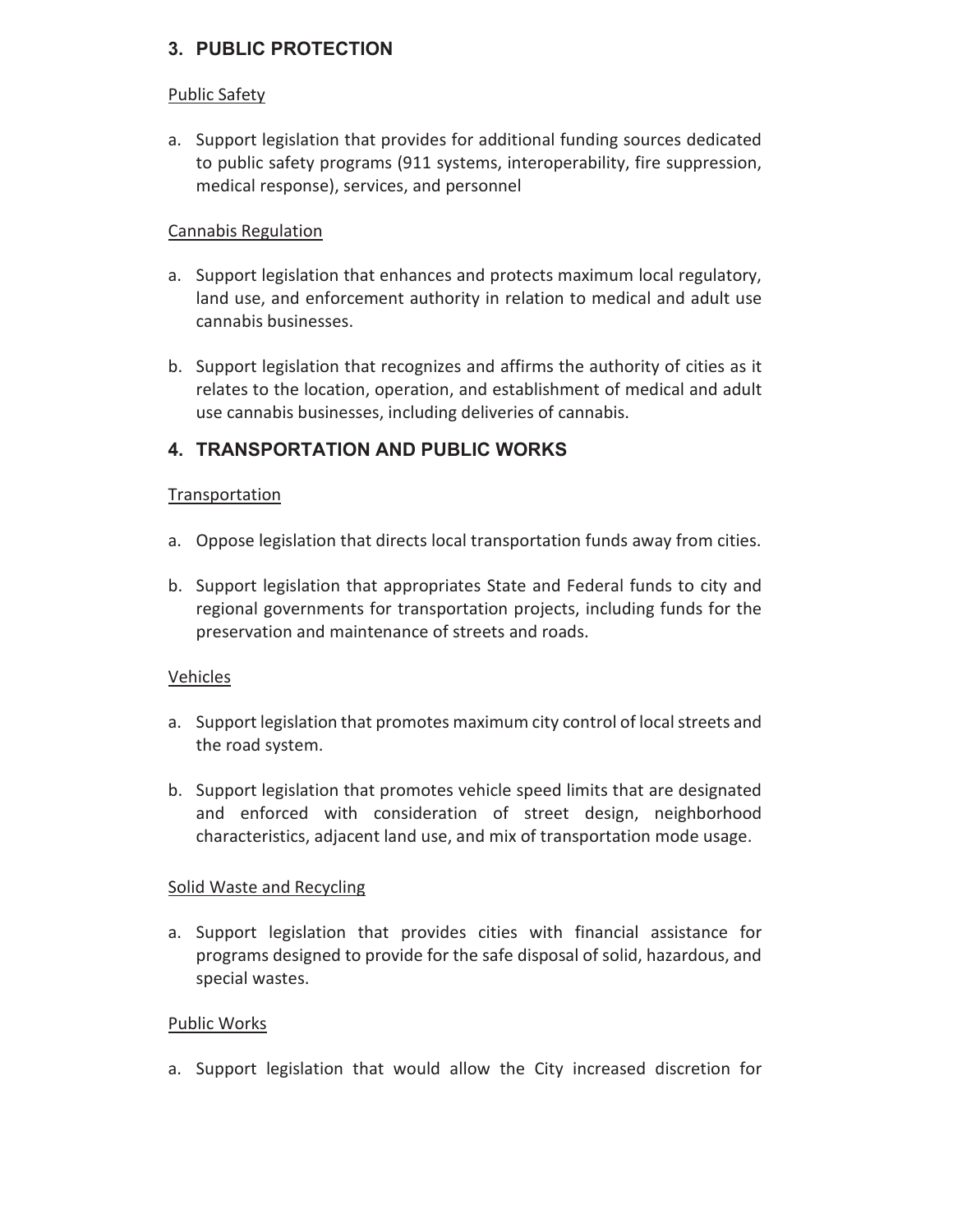## 3. PUBLIC PROTECTION

Public Safety

a. Support legislation that provides for additional funding sources dedicated to public safety programs (911 systems, interoperability, fire suppression, medical response), services, and personnel

Cannabis Regulation

a. Support legislation that enhances and protects maximum local regulatory, land use, and enforcement authority in relation to medical and adult use cannabis businesses.

b. Support legislation that recognizes and affirms the authority of cities as it relates to the location, operation, and establishment of medical and adult use cannabis businesses, including deliveries of cannabis.

## 4. TRANSPORTATION AND PUBLIC WORKS

Transportation

a. Oppose legislation that directs local transportation funds away from cities.

b. Support legislation that appropriates State and Federal funds to city and regional governments for transportation projects, including funds for the preservation and maintenance of streets and roads.

Vehicles

a. Support legislation that promotes maximum city control of local streets and the road system.

b. Support legislation that promotes vehicle speed limits that are designated and enforced with consideration of street design, neighborhood characteristics, adjacent land use, and mix of transportation mode usage.

Solid Waste and Recycling

a. Support legislation that provides cities with financial assistance for programs designed to provide for the safe disposal of solid, hazardous, and special wastes.

Public Works

a. Support legislation that would allow the City increased discretion for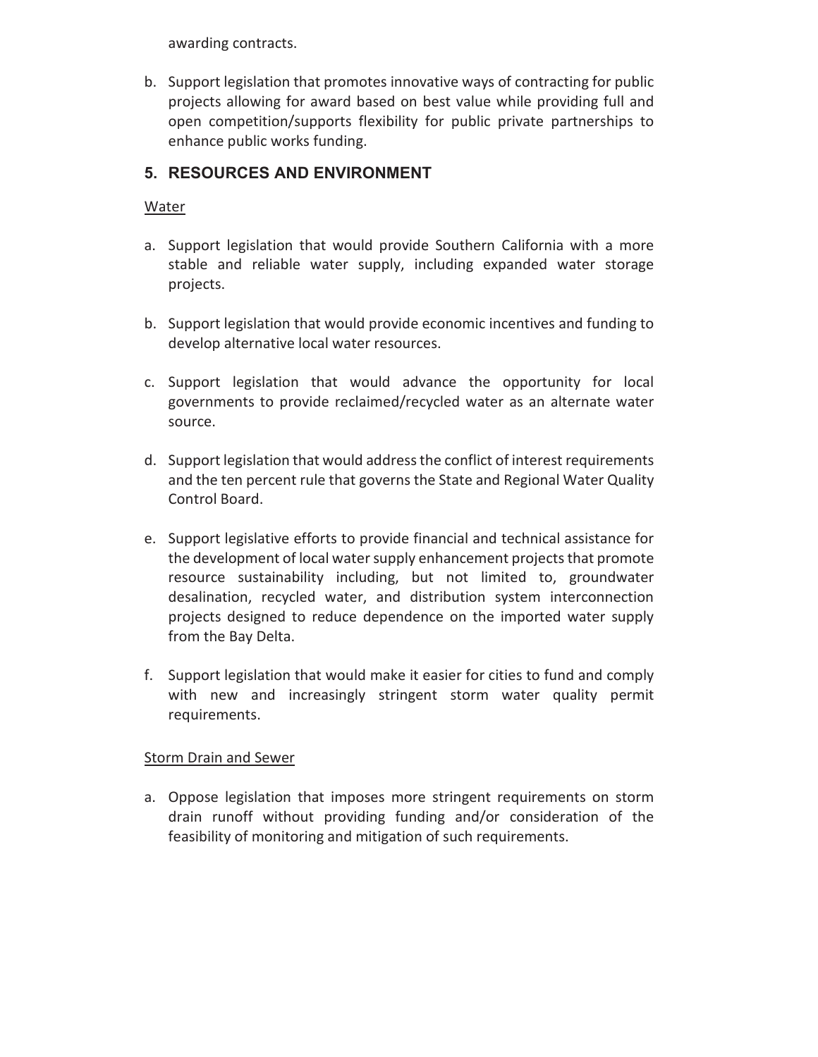awarding contracts.

b. Support legislation that promotes innovative ways of contracting for public projects allowing for award based on best value while providing full and open competition/supports flexibility for public private partnerships to enhance public works funding.

## 5. RESOURCES AND ENVIRONMENT

Water

a. Support legislation that would provide Southern California with a more stable and reliable water supply, including expanded water storage projects.

b. Support legislation that would provide economic incentives and funding to develop alternative local water resources.

c. Support legislation that would advance the opportunity for local governments to provide reclaimed/recycled water as an alternate water source.

d. Support legislation that would address the conflict of interest requirements and the ten percent rule that governs the State and Regional Water Quality Control Board.

e. Support legislative efforts to provide financial and technical assistance for the development of local water supply enhancement projects that promote resource sustainability including, but not limited to, groundwater desalination, recycled water, and distribution system interconnection projects designed to reduce dependence on the imported water supply from the Bay Delta.

f. Support legislation that would make it easier for cities to fund and comply with new and increasingly stringent storm water quality permit requirements.

Storm Drain and Sewer

a. Oppose legislation that imposes more stringent requirements on storm drain runoff without providing funding and/or consideration of the feasibility of monitoring and mitigation of such requirements.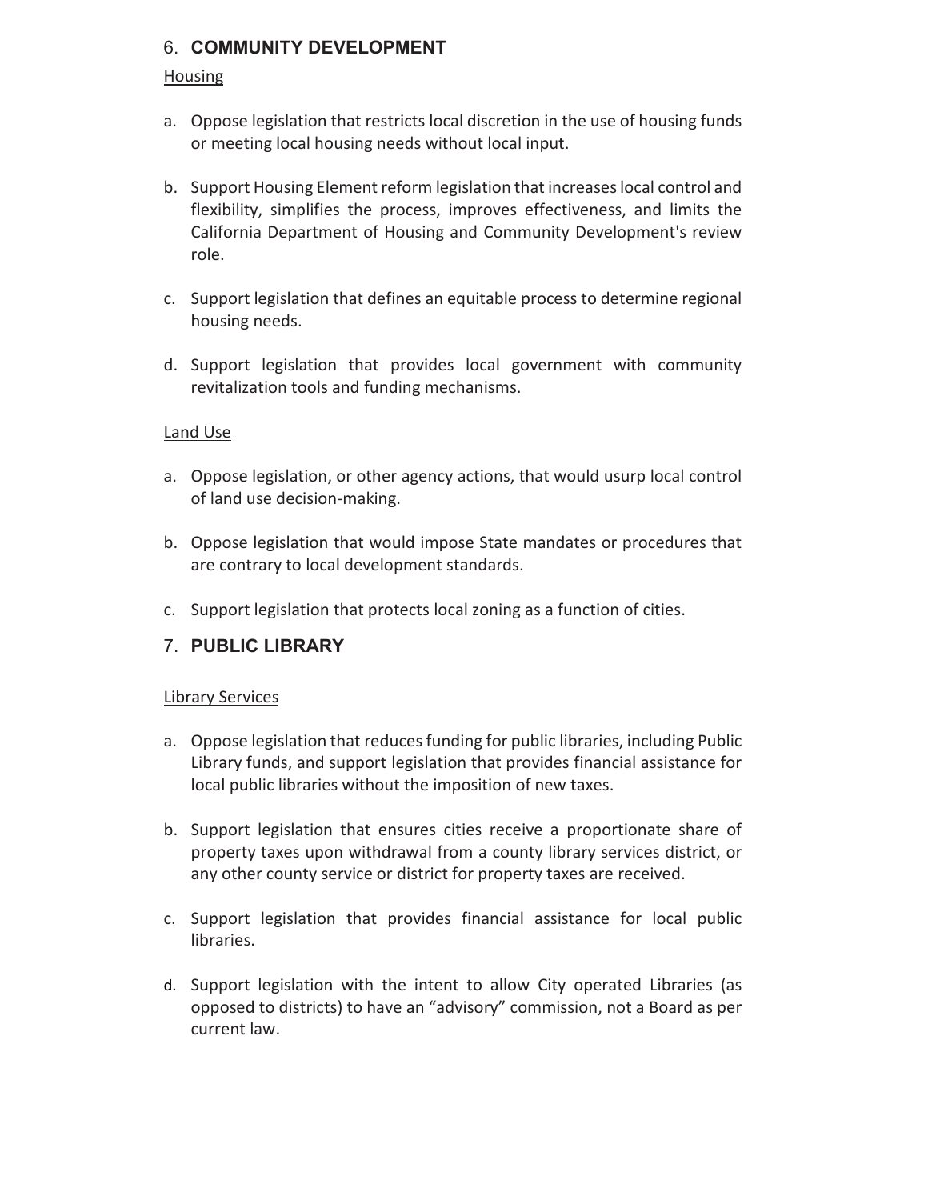## 6. **COMMUNITY DEVELOPMENT**

Housing

a. Oppose legislation that restricts local discretion in the use of housing funds or meeting local housing needs without local input.

b. Support Housing Element reform legislation that increases local control and flexibility, simplifies the process, improves effectiveness, and limits the California Department of Housing and Community Development's review role.

c. Support legislation that defines an equitable process to determine regional housing needs.

d. Support legislation that provides local government with community revitalization tools and funding mechanisms.

Land Use

a. Oppose legislation, or other agency actions, that would usurp local control of land use decision-making.

b. Oppose legislation that would impose State mandates or procedures that are contrary to local development standards.

c. Support legislation that protects local zoning as a function of cities.

## 7. **PUBLIC LIBRARY**

Library Services

a. Oppose legislation that reduces funding for public libraries, including Public Library funds, and support legislation that provides financial assistance for local public libraries without the imposition of new taxes.

b. Support legislation that ensures cities receive a proportionate share of property taxes upon withdrawal from a county library services district, or any other county service or district for property taxes are received.

c. Support legislation that provides financial assistance for local public libraries.

d. Support legislation with the intent to allow City operated Libraries (as opposed to districts) to have an “advisory” commission, not a Board as per current law.